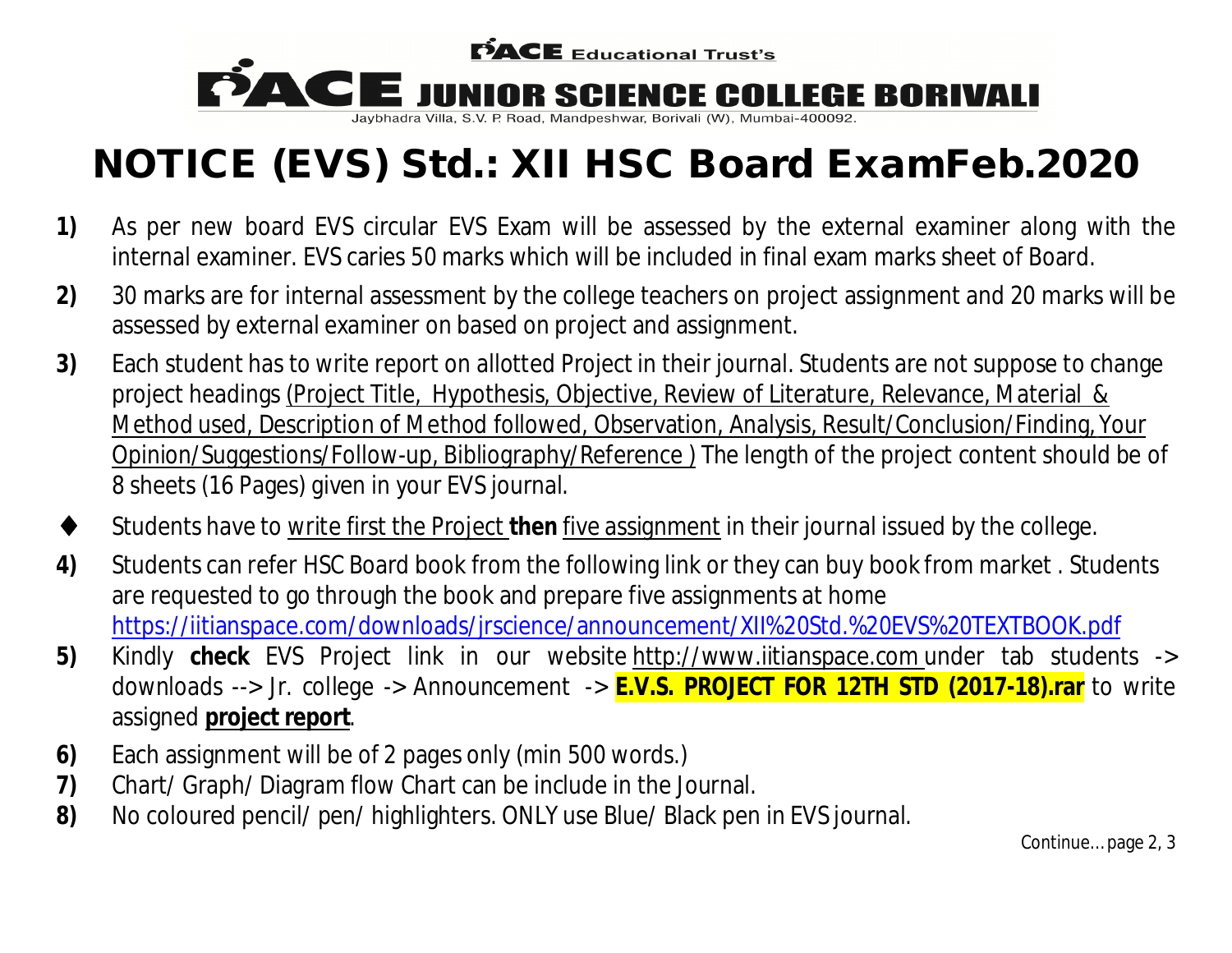PACE Educational Trust's

**PACE JUNIOR SCIENCE COLLEGE BORIVALI**

Jaybhadra Villa, S.V. P. Road, Mandpeshwar, Borivali (W), Mumbai-400092.

# NOTICE (EVS) Std.: XII HSC Board ExamFeb.2020

**1)** As per new board EVS circular EVS Exam will be assessed by the external examiner along with the internal examiner. EVS caries 50 marks which will be included in final exam marks sheet of Board.

**2)** 30 marks are for internal assessment by the college teachers on project assignment and 20 marks will be assessed by external examiner on based on project and assignment.

**3)** Each student has to write report on allotted Project in their journal. Students are not suppose to change project headings (Project Title, Hypothesis, Objective, Review of Literature, Relevance, Material & Method used, Description of Method followed, Observation, Analysis, Result/Conclusion/Finding, Your Opinion/Suggestions/Follow-up, Bibliography/Reference ) The length of the project content should be of 8 sheets (16 Pages) given in your EVS journal.

- Students have to write first the Project **then** five assignment in their journal issued by the college.

**4)** Students can refer HSC Board book from the following link or they can buy book from market . Students are requested to go through the book and prepare five assignments at home https://iitianspace.com/downloads/jrscience/announcement/XII%20Std.%20EVS%20TEXTBOOK.pdf

**5)** Kindly **check** EVS Project link in our website http://www.iitianspace.com under tab students -> downloads --> Jr. college -> Announcement -> **E.V.S. PROJECT FOR 12TH STD (2017-18).rar** to write assigned **project report**.

**6)** Each assignment will be of 2 pages only (min 500 words.)

**7)** Chart/ Graph/ Diagram flow Chart can be include in the Journal.

**8)** No coloured pencil/ pen/ highlighters. ONLY use Blue/ Black pen in EVS journal.

Continue... page 2, 3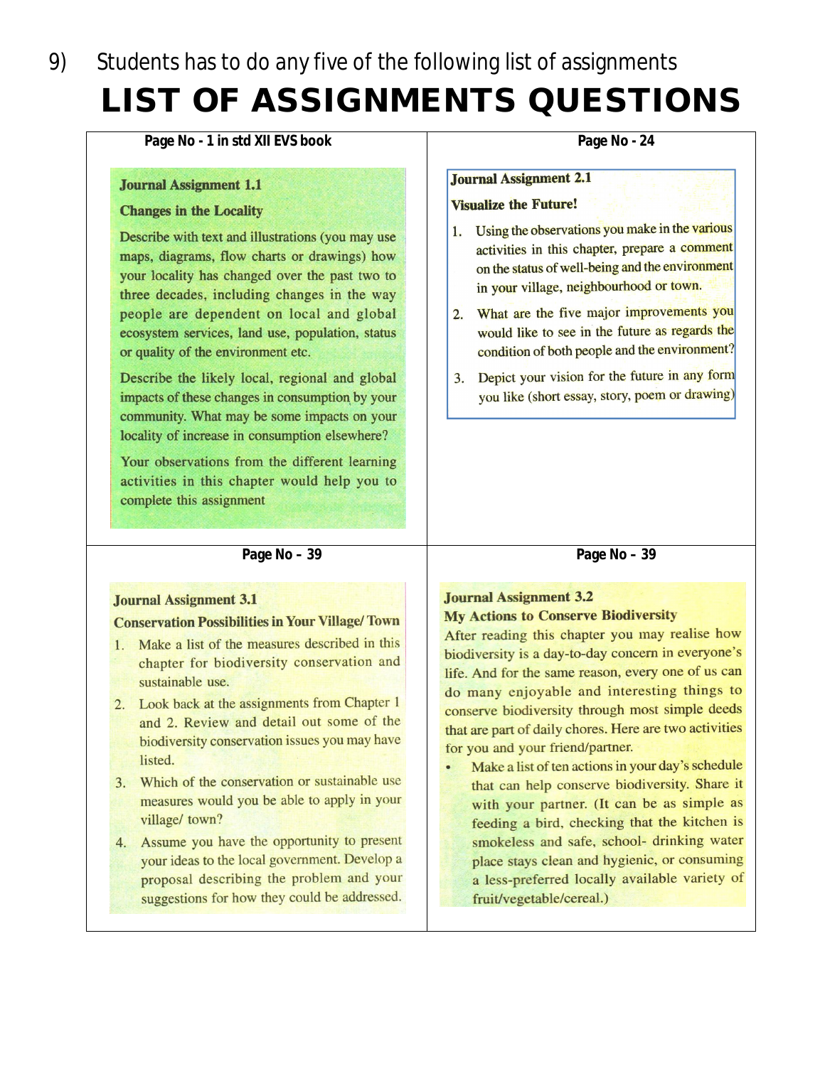9) Students has to do any five of the following list of assignments

# LIST OF ASSIGNMENTS QUESTIONS

**Page No - 1 in std XII EVS book**

### Journal Assignment 1.1

**Changes in the Locality**

Describe with text and illustrations (you may use maps, diagrams, flow charts or drawings) how your locality has changed over the past two to three decades, including changes in the way people are dependent on local and global ecosystem services, land use, population, status or quality of the environment etc.

Describe the likely local, regional and global impacts of these changes in consumption by your community. What may be some impacts on your locality of increase in consumption elsewhere?

Your observations from the different learning activities in this chapter would help you to complete this assignment

**Page No - 24**

### Journal Assignment 2.1

**Visualize the Future!**

1. Using the observations you make in the various activities in this chapter, prepare a comment on the status of well-being and the environment in your village, neighbourhood or town.
2. What are the five major improvements you would like to see in the future as regards the condition of both people and the environment?
3. Depict your vision for the future in any form you like (short essay, story, poem or drawing)

**Page No – 39**

### Journal Assignment 3.1

**Conservation Possibilities in Your Village/ Town**

1. Make a list of the measures described in this chapter for biodiversity conservation and sustainable use.
2. Look back at the assignments from Chapter 1 and 2. Review and detail out some of the biodiversity conservation issues you may have listed.
3. Which of the conservation or sustainable use measures would you be able to apply in your village/ town?
4. Assume you have the opportunity to present your ideas to the local government. Develop a proposal describing the problem and your suggestions for how they could be addressed.

**Page No – 39**

### Journal Assignment 3.2

**My Actions to Conserve Biodiversity**

After reading this chapter you may realise how biodiversity is a day-to-day concern in everyone's life. And for the same reason, every one of us can do many enjoyable and interesting things to conserve biodiversity through most simple deeds that are part of daily chores. Here are two activities for you and your friend/partner.

- Make a list of ten actions in your day's schedule that can help conserve biodiversity. Share it with your partner. (It can be as simple as feeding a bird, checking that the kitchen is smokeless and safe, school- drinking water place stays clean and hygienic, or consuming a less-preferred locally available variety of fruit/vegetable/cereal.)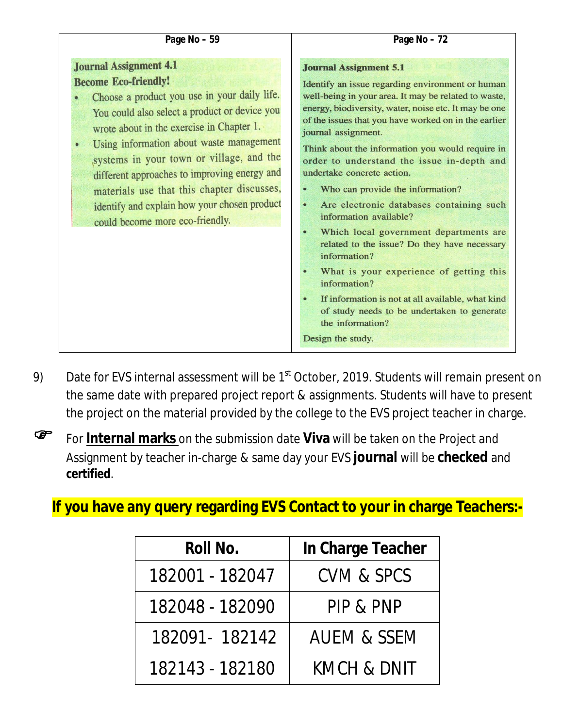| Page No – 59 | Page No – 72 |
|---|---|
| **Journal Assignment 4.1**<br>**Become Eco-friendly!**<br>• Choose a product you use in your daily life. You could also select a product or device you wrote about in the exercise in Chapter 1.<br>• Using information about waste management systems in your town or village, and the different approaches to improving energy and materials use that this chapter discusses, identify and explain how your chosen product could become more eco-friendly. | **Journal Assignment 5.1**<br>Identify an issue regarding environment or human well-being in your area. It may be related to waste, energy, biodiversity, water, noise etc. It may be one of the issues that you have worked on in the earlier journal assignment.<br>Think about the information you would require in order to understand the issue in-depth and undertake concrete action.<br>• Who can provide the information?<br>• Are electronic databases containing such information available?<br>• Which local government departments are related to the issue? Do they have necessary information?<br>• What is your experience of getting this information?<br>• If information is not at all available, what kind of study needs to be undertaken to generate the information?<br>Design the study. |

9) Date for EVS internal assessment will be 1st October, 2019. Students will remain present on the same date with prepared project report & assignments. Students will have to present the project on the material provided by the college to the EVS project teacher in charge.

☞ For **Internal marks** on the submission date **Viva** will be taken on the Project and Assignment by teacher in-charge & same day your EVS **journal** will be **checked** and **certified**.

**If you have any query regarding EVS Contact to your in charge Teachers:-**

| Roll No. | In Charge Teacher |
|---|---|
| 182001 - 182047 | CVM & SPCS |
| 182048 - 182090 | PIP & PNP |
| 182091- 182142 | AUEM & SSEM |
| 182143 - 182180 | KMCH & DNIT |